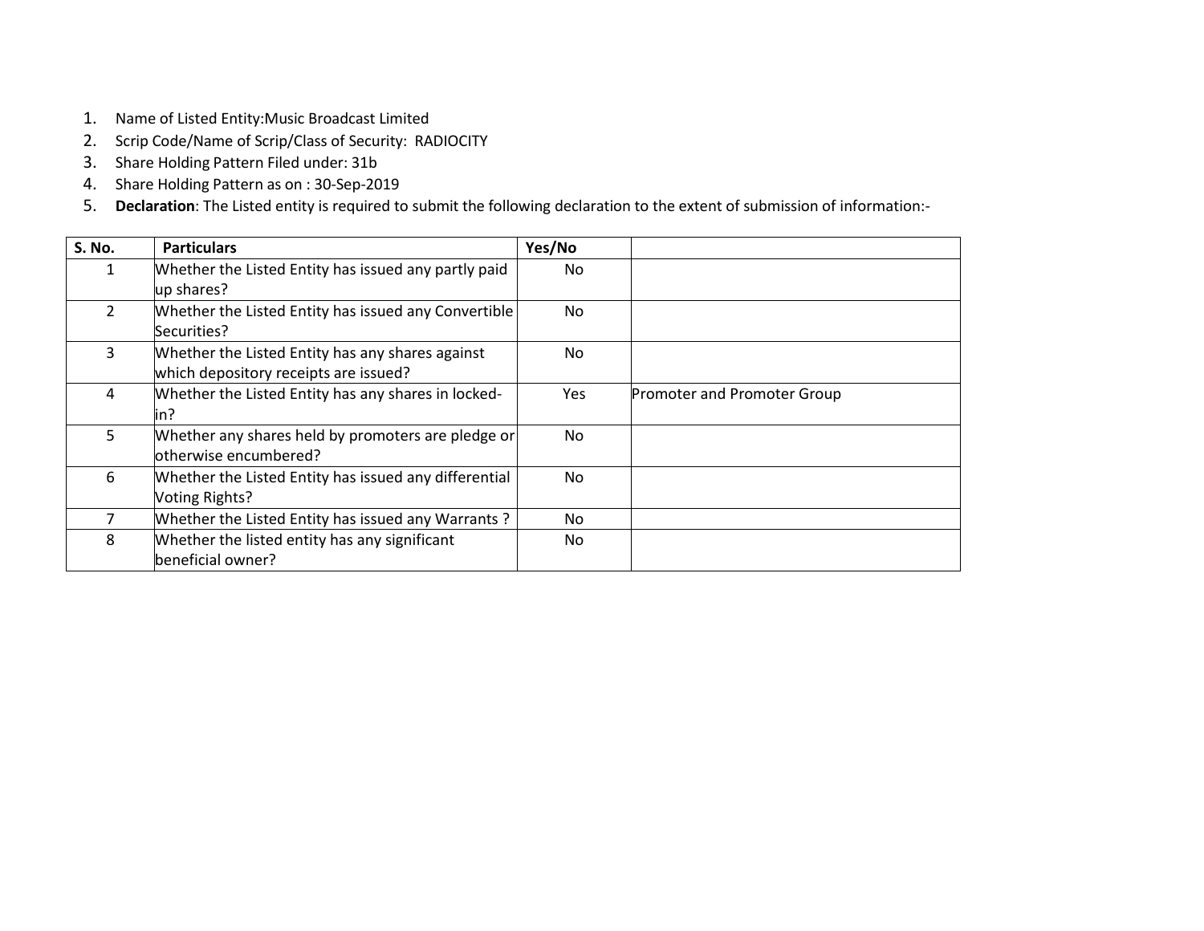1. Name of Listed Entity:Music Broadcast Limited
2. Scrip Code/Name of Scrip/Class of Security: RADIOCITY
3. Share Holding Pattern Filed under: 31b
4. Share Holding Pattern as on : 30-Sep-2019
5. **Declaration**: The Listed entity is required to submit the following declaration to the extent of submission of information:-

| S. No. | Particulars | Yes/No | |
|---|---|---|---|
| 1 | Whether the Listed Entity has issued any partly paid up shares? | No | |
| 2 | Whether the Listed Entity has issued any Convertible Securities? | No | |
| 3 | Whether the Listed Entity has any shares against which depository receipts are issued? | No | |
| 4 | Whether the Listed Entity has any shares in locked-in? | Yes | Promoter and Promoter Group |
| 5 | Whether any shares held by promoters are pledge or otherwise encumbered? | No | |
| 6 | Whether the Listed Entity has issued any differential Voting Rights? | No | |
| 7 | Whether the Listed Entity has issued any Warrants ? | No | |
| 8 | Whether the listed entity has any significant beneficial owner? | No | |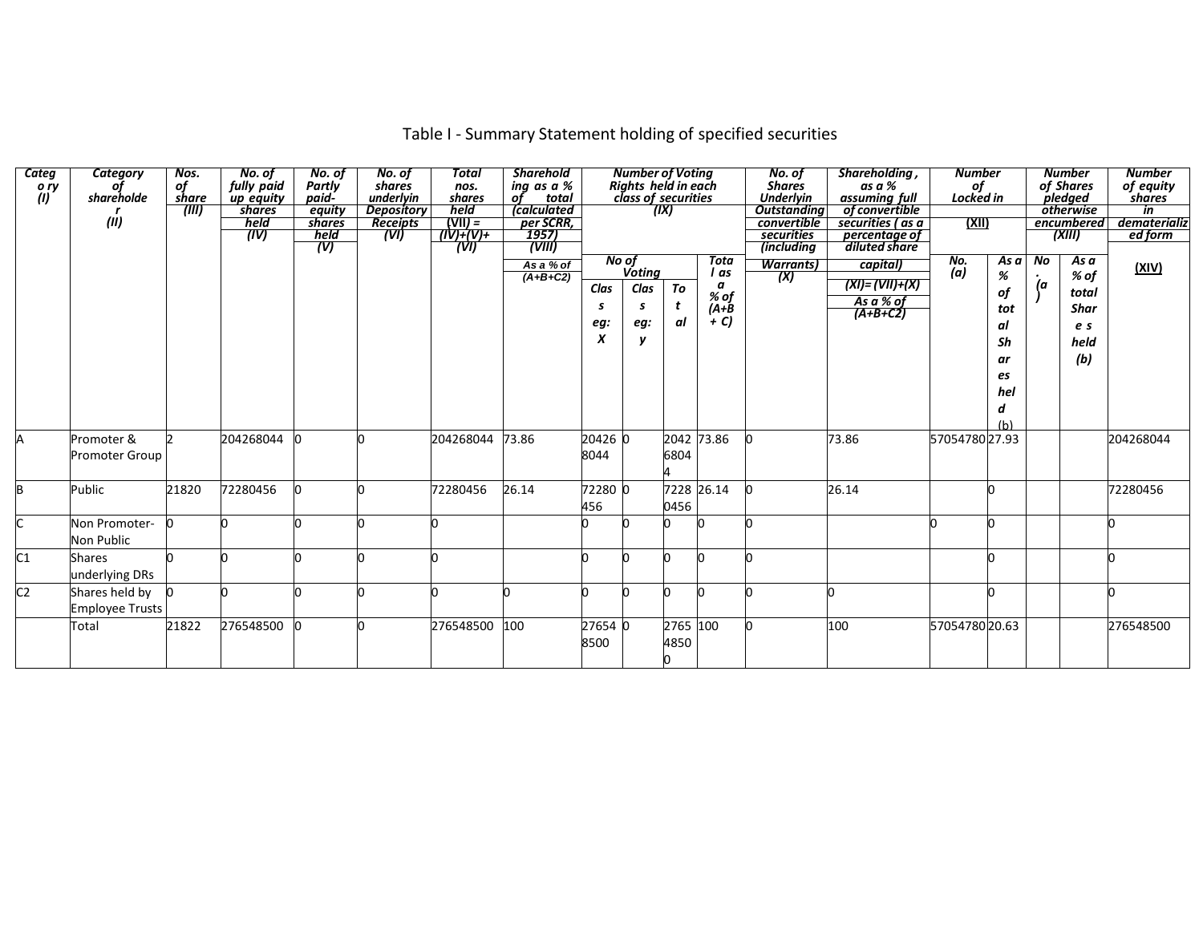# Table I - Summary Statement holding of specified securities

| Category (I) | Category of shareholder (II) | Nos. of share (III) | No. of fully paid up equity shares held (IV) | No. of Partly paid-equity shares held (V) | No. of shares underlying Depository Receipts (VI) | Total nos. shares held (VII) = (IV)+(V)+(VI) | Shareholding as a % of total (calculated per SCRR, 1957) (VIII) As a % of (A+B+C2) | Number of Voting Rights held in each class of securities (IX) | | | | No. of Shares Underlying Outstanding convertible securities (including Warrants) (X) | Shareholding, as a % assuming full of convertible securities ( as a percentage of diluted share capital) (XI)= (VII)+(X) As a % of (A+B+C2) | Number of Locked in (XII) | | Number of Shares pledged otherwise encumbered (XIII) | | Number of equity shares in dematerialized form (XIV) |
|---|---|---|---|---|---|---|---|---|---|---|---|---|---|---|---|---|---|---|
| | | | | | | | | No of Voting | | | Total as a % of (A+B+ C) | | | No. (a) | As a % of total Shares held (b) | No. (a) | As a % of total Shares held (b) | |
| | | | | | | | | Class eg: X | Class eg: y | Total | | | | | | | | |
| A | Promoter & Promoter Group | 2 | 204268044 | 0 | 0 | 204268044 | 73.86 | 204268044 | 0 | 204268044 | 73.86 | 0 | 73.86 | 57054780 | 27.93 | | | 204268044 |
| B | Public | 21820 | 72280456 | 0 | 0 | 72280456 | 26.14 | 72280456 | 0 | 72280456 | 26.14 | 0 | 26.14 | | 0 | | | 72280456 |
| C | Non Promoter-Non Public | 0 | 0 | 0 | 0 | 0 | | 0 | 0 | 0 | 0 | 0 | | 0 | 0 | | | 0 |
| C1 | Shares underlying DRs | 0 | 0 | 0 | 0 | 0 | | 0 | 0 | 0 | 0 | 0 | | | 0 | | | 0 |
| C2 | Shares held by Employee Trusts | 0 | 0 | 0 | 0 | 0 | 0 | 0 | 0 | 0 | 0 | 0 | 0 | | 0 | | | 0 |
| | Total | 21822 | 276548500 | 0 | 0 | 276548500 | 100 | 276548500 | 0 | 276548500 | 100 | 0 | 100 | 57054780 | 20.63 | | | 276548500 |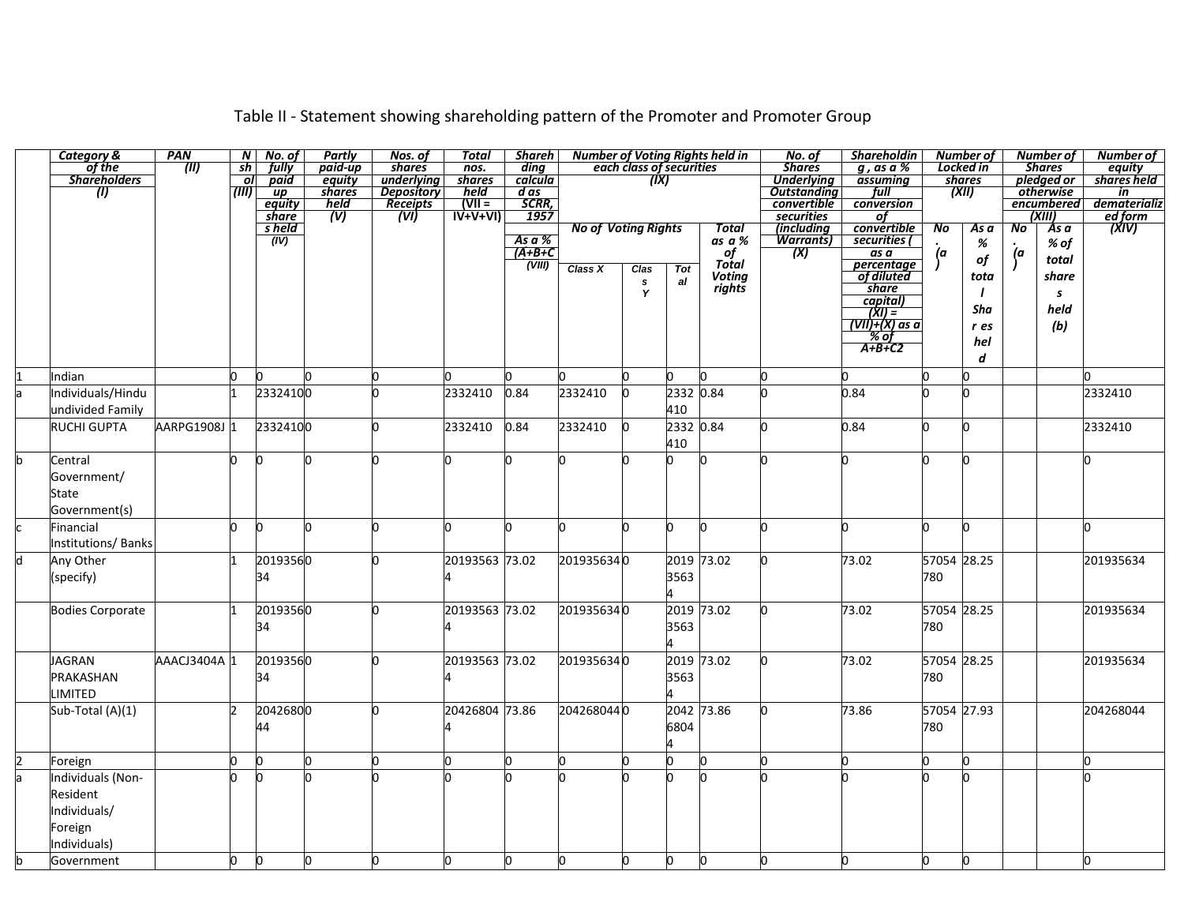# Table II - Statement showing shareholding pattern of the Promoter and Promoter Group

| | Category & of the Shareholders (I) | PAN (II) | No of sh ol (III) | No. of fully paid up equity shares held (IV) | Partly paid-up equity shares held (V) | Nos. of shares underlying Depository Receipts (VI) | Total nos. shares held (VII = IV+V+VI) | Shareholding calculated as SCRR, 1957 As a % (A+B+C) (VIII) | Number of Voting Rights held in each class of securities (IX) | | | | No. of Shares Underlying Outstanding convertible securities (including Warrants) (X) | Shareholding, as a % assuming full conversion of convertible securities ( as a percentage of diluted share capital) (XI) = (VII)+(X) as a % of A+B+C2 | Number of Locked in shares (XII) | | Number of Shares pledged or otherwise encumbered (XIII) | | Number of equity shares held in dematerialized form (XIV) |
|---|---|---|---|---|---|---|---|---|---|---|---|---|---|---|---|---|---|---|---|
| | | | | | | | | | No of Voting Rights | | | Total as a % of Total Voting rights | | | No. (a) | As a % of total Shares held | No. (a) | As a % of total shares held (b) | |
| | | | | | | | | | Class X | Class Y | Total | | | | | | | | |
| 1 | Indian | | 0 | 0 | 0 | 0 | 0 | 0 | 0 | 0 | 0 | 0 | 0 | 0 | 0 | 0 | | | 0 |
| a | Individuals/Hindu undivided Family | | 1 | 2332410 | 0 | 0 | 2332410 | 0.84 | 2332410 | 0 | 2332410 | 0.84 | 0 | 0.84 | 0 | 0 | | | 2332410 |
| | RUCHI GUPTA | AARPG1908J | 1 | 2332410 | 0 | 0 | 2332410 | 0.84 | 2332410 | 0 | 2332410 | 0.84 | 0 | 0.84 | 0 | 0 | | | 2332410 |
| b | Central Government/ State Government(s) | | 0 | 0 | 0 | 0 | 0 | 0 | 0 | 0 | 0 | 0 | 0 | 0 | 0 | 0 | | | 0 |
| c | Financial Institutions/ Banks | | 0 | 0 | 0 | 0 | 0 | 0 | 0 | 0 | 0 | 0 | 0 | 0 | 0 | 0 | | | 0 |
| d | Any Other (specify) | | 1 | 201935634 | 0 | 0 | 201935634 | 73.02 | 201935634 | 0 | 201935634 | 73.02 | 0 | 73.02 | 57054780 | 28.25 | | | 201935634 |
| | Bodies Corporate | | 1 | 201935634 | 0 | 0 | 201935634 | 73.02 | 201935634 | 0 | 201935634 | 73.02 | 0 | 73.02 | 57054780 | 28.25 | | | 201935634 |
| | JAGRAN PRAKASHAN LIMITED | AAACJ3404A | 1 | 201935634 | 0 | 0 | 201935634 | 73.02 | 201935634 | 0 | 201935634 | 73.02 | 0 | 73.02 | 57054780 | 28.25 | | | 201935634 |
| | Sub-Total (A)(1) | | 2 | 204268044 | 0 | 0 | 204268044 | 73.86 | 204268044 | 0 | 204268044 | 73.86 | 0 | 73.86 | 57054780 | 27.93 | | | 204268044 |
| 2 | Foreign | | 0 | 0 | 0 | 0 | 0 | 0 | 0 | 0 | 0 | 0 | 0 | 0 | 0 | 0 | | | 0 |
| a | Individuals (Non-Resident Individuals/ Foreign Individuals) | | 0 | 0 | 0 | 0 | 0 | 0 | 0 | 0 | 0 | 0 | 0 | 0 | 0 | 0 | | | 0 |
| b | Government | | 0 | 0 | 0 | 0 | 0 | 0 | 0 | 0 | 0 | 0 | 0 | 0 | 0 | 0 | | | 0 |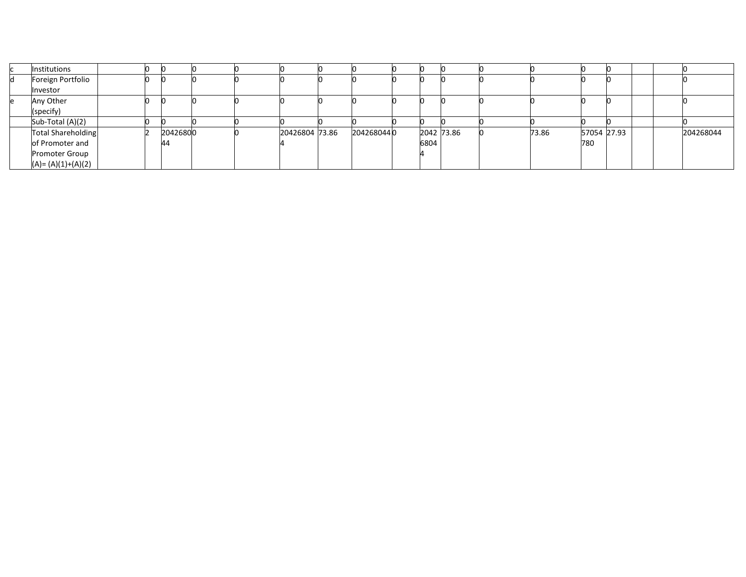| c | Institutions | | 0 | 0 | 0 | 0 | 0 | 0 | 0 | 0 | 0 | 0 | 0 | 0 | 0 | 0 | | | 0 |
|---|---|---|---|---|---|---|---|---|---|---|---|---|---|---|---|---|---|---|---|
| d | Foreign Portfolio Investor | | 0 | 0 | 0 | 0 | 0 | 0 | 0 | 0 | 0 | 0 | 0 | 0 | 0 | 0 | | | 0 |
| e | Any Other (specify) | | 0 | 0 | 0 | 0 | 0 | 0 | 0 | 0 | 0 | 0 | 0 | 0 | 0 | 0 | | | 0 |
| | Sub-Total (A)(2) | | 0 | 0 | 0 | 0 | 0 | 0 | 0 | 0 | 0 | 0 | 0 | 0 | 0 | 0 | | | 0 |
| | Total Shareholding of Promoter and Promoter Group (A)= (A)(1)+(A)(2) | | 2 | 204268044 | 0 | 0 | 204268044 | 73.86 | 204268044 | 0 | 204268044 | 73.86 | 0 | 73.86 | 57054780 | 27.93 | | | 204268044 |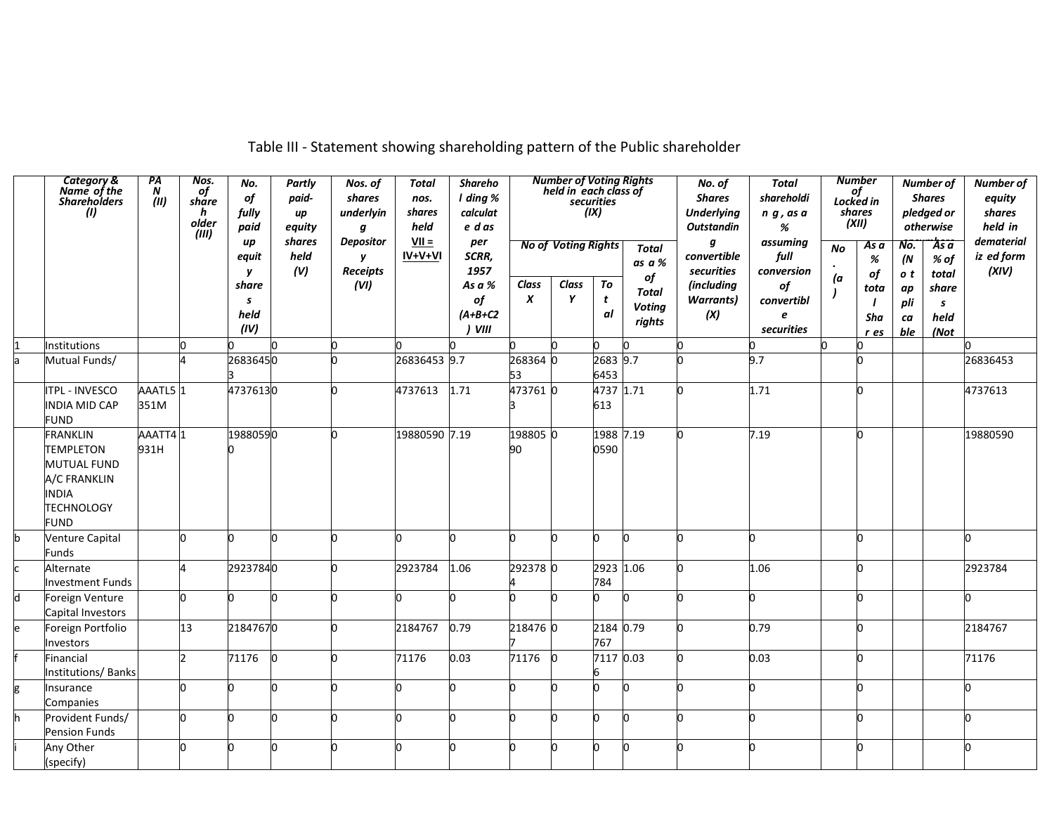Table III - Statement showing shareholding pattern of the Public shareholder

| | Category & Name of the Shareholders (I) | PAN (II) | Nos. of shareholder (III) | No. of fully paid up equity shares held (IV) | Partly paid-up equity shares held (V) | Nos. of shares underlying Depository Receipts (VI) | Total nos. shares held VII = IV+V+VI | Shareholding % calculated as per SCRR, 1957 As a % of (A+B+C2) VIII | Number of Voting Rights held in each class of securities (IX) | | | | No. of Shares Underlying Outstanding convertible securities (including Warrants) (X) | Total shareholding, as a % assuming full conversion of convertible securities | Number of Locked in shares (XII) | | Number of Shares pledged or otherwise encumbered | | Number of equity shares held in dematerialized form (XIV) |
|---|---|---|---|---|---|---|---|---|---|---|---|---|---|---|---|---|---|---|---|
| | | | | | | | | | No of Voting Rights | | | Total as a % of Total Voting rights | | | No. (a) | As a % of total Shares | No. (Not applicable) | As a % of total shares held (Not | |
| | | | | | | | | | Class X | Class Y | Total | | | | | | | | |
| 1 | Institutions | | 0 | 0 | 0 | 0 | 0 | 0 | 0 | 0 | 0 | 0 | 0 | 0 | 0 | 0 | | | 0 |
| a | Mutual Funds/ | | 4 | 26836453 | 0 | 0 | 26836453 | 9.7 | 26836453 | 0 | 26836453 | 9.7 | 0 | 9.7 | | 0 | | | 26836453 |
| | ITPL - INVESCO INDIA MID CAP FUND | AAATL5351M | 1 | 4737613 | 0 | 0 | 4737613 | 1.71 | 4737613 | 0 | 4737613 | 1.71 | 0 | 1.71 | | 0 | | | 4737613 |
| | FRANKLIN TEMPLETON MUTUAL FUND A/C FRANKLIN INDIA TECHNOLOGY FUND | AAATT4931H | 1 | 19880590 | 0 | 0 | 19880590 | 7.19 | 19880590 | 0 | 19880590 | 7.19 | 0 | 7.19 | | 0 | | | 19880590 |
| b | Venture Capital Funds | | 0 | 0 | 0 | 0 | 0 | 0 | 0 | 0 | 0 | 0 | 0 | 0 | | 0 | | | 0 |
| c | Alternate Investment Funds | | 4 | 2923784 | 0 | 0 | 2923784 | 1.06 | 2923784 | 0 | 2923784 | 1.06 | 0 | 1.06 | | 0 | | | 2923784 |
| d | Foreign Venture Capital Investors | | 0 | 0 | 0 | 0 | 0 | 0 | 0 | 0 | 0 | 0 | 0 | 0 | | 0 | | | 0 |
| e | Foreign Portfolio Investors | | 13 | 2184767 | 0 | 0 | 2184767 | 0.79 | 2184767 | 0 | 2184767 | 0.79 | 0 | 0.79 | | 0 | | | 2184767 |
| f | Financial Institutions/ Banks | | 2 | 71176 | 0 | 0 | 71176 | 0.03 | 71176 | 0 | 71176 | 0.03 | 0 | 0.03 | | 0 | | | 71176 |
| g | Insurance Companies | | 0 | 0 | 0 | 0 | 0 | 0 | 0 | 0 | 0 | 0 | 0 | 0 | | 0 | | | 0 |
| h | Provident Funds/ Pension Funds | | 0 | 0 | 0 | 0 | 0 | 0 | 0 | 0 | 0 | 0 | 0 | 0 | | 0 | | | 0 |
| i | Any Other (specify) | | 0 | 0 | 0 | 0 | 0 | 0 | 0 | 0 | 0 | 0 | 0 | 0 | | 0 | | | 0 |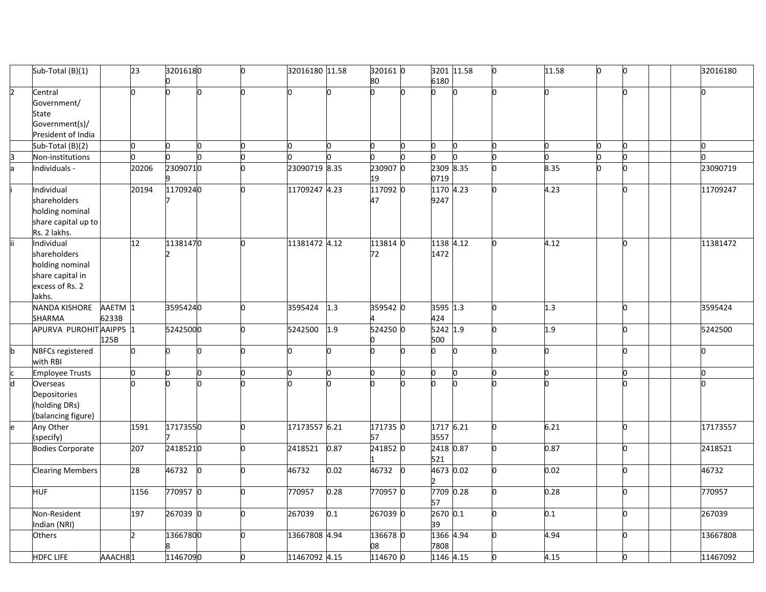| | | | | | | | | | | | | | | | | | | | |
|---|---|---|---|---|---|---|---|---|---|---|---|---|---|---|---|---|---|---|---|
| | Sub-Total (B)(1) | | 23 | 32016180 | 0 | 0 | 32016180 | 11.58 | 32016180 | 0 | 32016180 | 11.58 | 0 | 11.58 | 0 | 0 | | | 32016180 |
| 2 | Central Government/ State Government(s)/ President of India | | 0 | 0 | 0 | 0 | 0 | 0 | 0 | 0 | 0 | 0 | 0 | 0 | | 0 | | | 0 |
| | Sub-Total (B)(2) | | 0 | 0 | 0 | 0 | 0 | 0 | 0 | 0 | 0 | 0 | 0 | 0 | 0 | 0 | | | 0 |
| 3 | Non-institutions | | 0 | 0 | 0 | 0 | 0 | 0 | 0 | 0 | 0 | 0 | 0 | 0 | 0 | 0 | | | 0 |
| a | Individuals - | | 20206 | 23090719 | 0 | 0 | 23090719 | 8.35 | 23090719 | 0 | 23090719 | 8.35 | 0 | 8.35 | 0 | 0 | | | 23090719 |
| i | Individual shareholders holding nominal share capital up to Rs. 2 lakhs. | | 20194 | 11709247 | 0 | 0 | 11709247 | 4.23 | 11709247 | 0 | 11709247 | 4.23 | 0 | 4.23 | | 0 | | | 11709247 |
| ii | Individual shareholders holding nominal share capital in excess of Rs. 2 lakhs. | | 12 | 11381472 | 0 | 0 | 11381472 | 4.12 | 11381472 | 0 | 11381472 | 4.12 | 0 | 4.12 | | 0 | | | 11381472 |
| | NANDA KISHORE SHARMA | AAETM6233B | 1 | 3595424 | 0 | 0 | 3595424 | 1.3 | 3595424 | 0 | 3595424 | 1.3 | 0 | 1.3 | | 0 | | | 3595424 |
| | APURVA PUROHIT | AAIPP5125B | 1 | 5242500 | 0 | 0 | 5242500 | 1.9 | 5242500 | 0 | 5242500 | 1.9 | 0 | 1.9 | | 0 | | | 5242500 |
| b | NBFCs registered with RBI | | 0 | 0 | 0 | 0 | 0 | 0 | 0 | 0 | 0 | 0 | 0 | 0 | | 0 | | | 0 |
| c | Employee Trusts | | 0 | 0 | 0 | 0 | 0 | 0 | 0 | 0 | 0 | 0 | 0 | 0 | | 0 | | | 0 |
| d | Overseas Depositories (holding DRs) (balancing figure) | | 0 | 0 | 0 | 0 | 0 | 0 | 0 | 0 | 0 | 0 | 0 | 0 | | 0 | | | 0 |
| e | Any Other (specify) | | 1591 | 17173557 | 0 | 0 | 17173557 | 6.21 | 17173557 | 0 | 17173557 | 6.21 | 0 | 6.21 | | 0 | | | 17173557 |
| | Bodies Corporate | | 207 | 2418521 | 0 | 0 | 2418521 | 0.87 | 2418521 | 0 | 2418521 | 0.87 | 0 | 0.87 | | 0 | | | 2418521 |
| | Clearing Members | | 28 | 46732 | 0 | 0 | 46732 | 0.02 | 46732 | 0 | 46732 | 0.02 | 0 | 0.02 | | 0 | | | 46732 |
| | HUF | | 1156 | 770957 | 0 | 0 | 770957 | 0.28 | 770957 | 0 | 770957 | 0.28 | 0 | 0.28 | | 0 | | | 770957 |
| | Non-Resident Indian (NRI) | | 197 | 267039 | 0 | 0 | 267039 | 0.1 | 267039 | 0 | 267039 | 0.1 | 0 | 0.1 | | 0 | | | 267039 |
| | Others | | 2 | 13667808 | 0 | 0 | 13667808 | 4.94 | 13667808 | 0 | 13667808 | 4.94 | 0 | 4.94 | | 0 | | | 13667808 |
| | HDFC LIFE | AAACH8 | 1 | 1146709 | 0 | 0 | 11467092 | 4.15 | 114670 | 0 | 1146 | 4.15 | 0 | 4.15 | | 0 | | | 11467092 |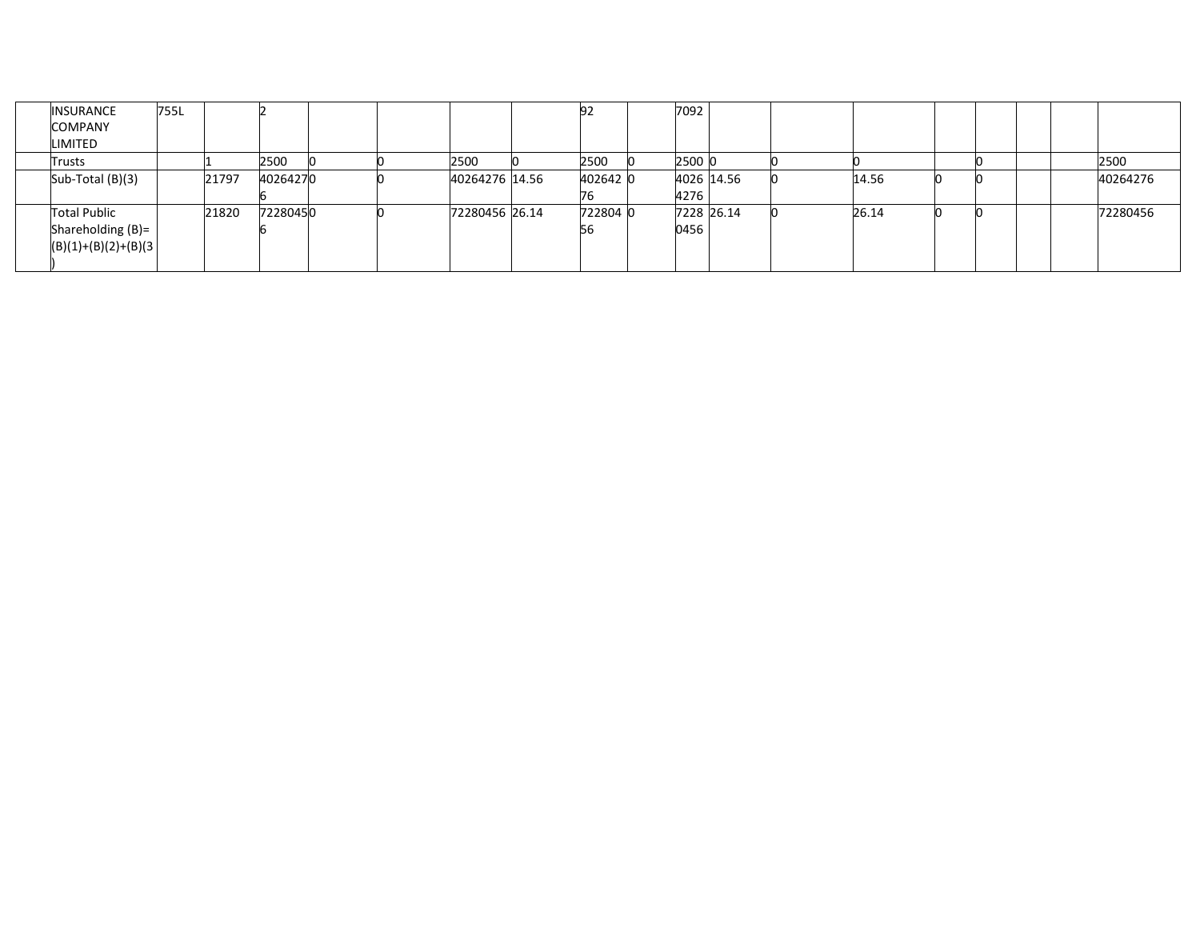| | INSURANCE COMPANY LIMITED | 755L | | 2 | | | | | 92 | | 7092 | | | | | | | | |
|---|---|---|---|---|---|---|---|---|---|---|---|---|---|---|---|---|---|---|---|
| | Trusts | | 1 | 2500 | 0 | 0 | 2500 | 0 | 2500 | 0 | 2500 | 0 | 0 | 0 | | 0 | | | 2500 |
| | Sub-Total (B)(3) | | 21797 | 40264276 | 0 | 0 | 40264276 | 14.56 | 40264276 | 0 | 40264276 | 14.56 | 0 | 14.56 | 0 | 0 | | | 40264276 |
| | Total Public Shareholding (B)= (B)(1)+(B)(2)+(B)(3) | | 21820 | 72280456 | 0 | 0 | 72280456 | 26.14 | 72280456 | 0 | 72280456 | 26.14 | 0 | 26.14 | 0 | 0 | | | 72280456 |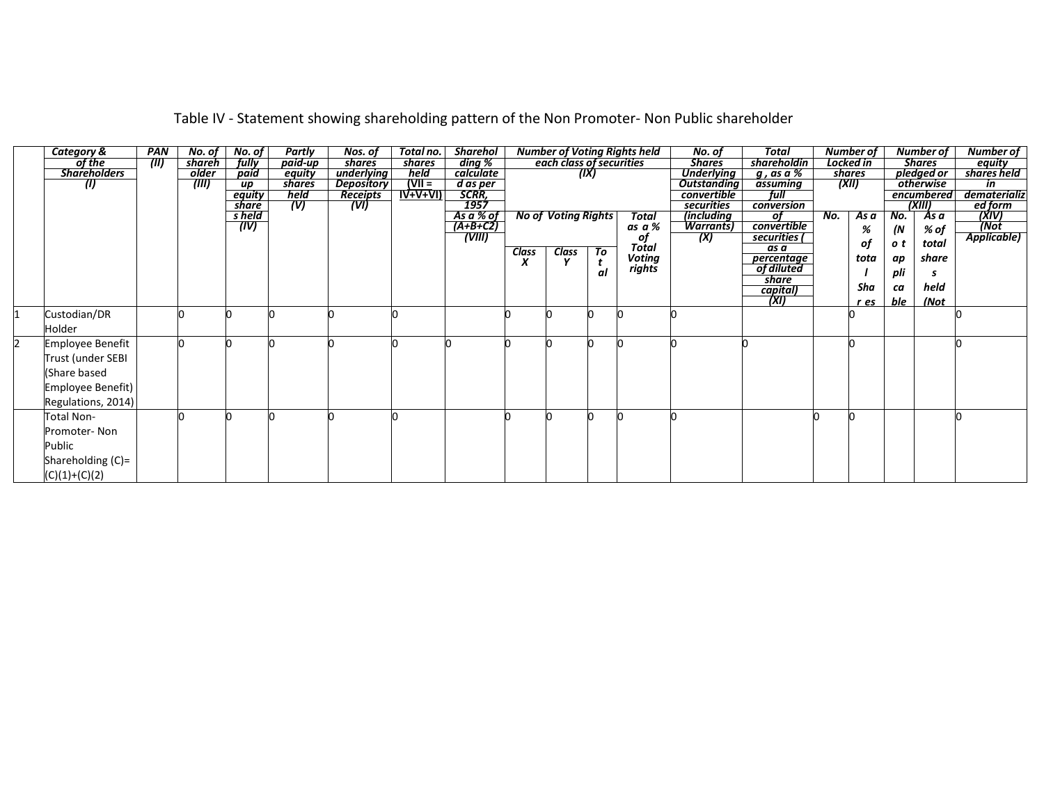Table IV - Statement showing shareholding pattern of the Non Promoter- Non Public shareholder

| | Category & of the Shareholders (I) | PAN (II) | No. of shareholder (III) | No. of fully paid up equity shares held (IV) | Partly paid-up equity shares held (V) | Nos. of shares underlying Depository Receipts (VI) | Total no. shares held (VII = IV+V+VI) | Shareholding % calculated as per SCRR, 1957 As a % of (A+B+C2) (VIII) | Number of Voting Rights held each class of securities (IX) | | | | No. of Shares Underlying Outstanding convertible securities (including Warrants) (X) | Total shareholding , as a % assuming full conversion of convertible securities ( as a percentage of diluted share capital) (XI) | Number of Locked in shares (XII) | | Number of Shares pledged or otherwise encumbered (XIII) | | Number of equity shares held in dematerialized form (XIV) (Not Applicable) |
|---|---|---|---|---|---|---|---|---|---|---|---|---|---|---|---|---|---|---|---|
| | | | | | | | | | No of Voting Rights | | | Total as a % of Total Voting rights | | | No. | As a % of total Shares | No. (Not applicable) | As a % of total shares held (Not | |
| | | | | | | | | | Class X | Class Y | Total | | | | | | | | |
| 1 | Custodian/DR Holder | | 0 | 0 | 0 | 0 | 0 | | 0 | 0 | 0 | 0 | 0 | | | 0 | | | 0 |
| 2 | Employee Benefit Trust (under SEBI (Share based Employee Benefit) Regulations, 2014) | | 0 | 0 | 0 | 0 | 0 | 0 | 0 | 0 | 0 | 0 | 0 | 0 | | 0 | | | 0 |
| | Total Non-Promoter- Non Public Shareholding (C)= (C)(1)+(C)(2) | | 0 | 0 | 0 | 0 | 0 | | 0 | 0 | 0 | 0 | 0 | | 0 | 0 | | | 0 |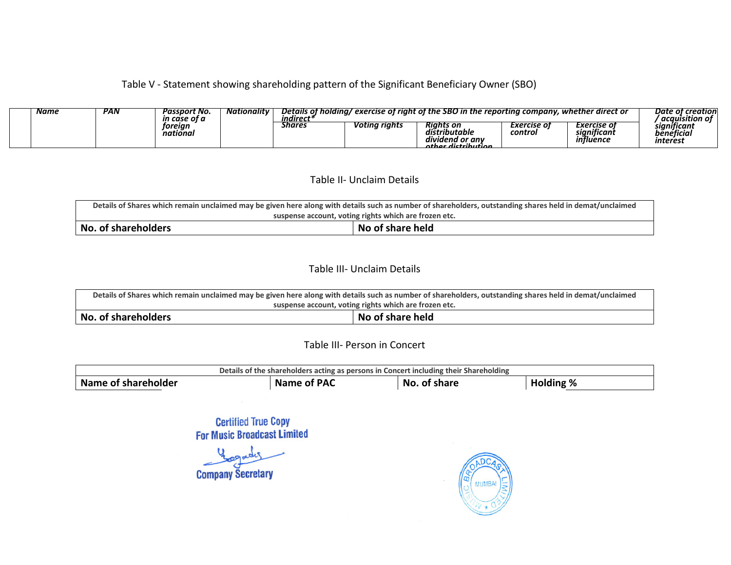Table V - Statement showing shareholding pattern of the Significant Beneficiary Owner (SBO)

| | *Name* | *PAN* | *Passport No. in case of a foreign national* | *Nationality* | *Details of holding/ exercise of right of the SBO in the reporting company, whether direct or indirect** | | | | | *Date of creation / acquisition of significant beneficial interest* |
|---|---|---|---|---|---|---|---|---|---|---|
| | | | | | *Shares* | *Voting rights* | *Rights on distributable dividend or any other distribution* | *Exercise of control* | *Exercise of significant influence* | |

Table II- Unclaim Details

| Details of Shares which remain unclaimed may be given here along with details such as number of shareholders, outstanding shares held in demat/unclaimed suspense account, voting rights which are frozen etc. | |
|---|---|
| **No. of shareholders** | **No of share held** |

Table III- Unclaim Details

| Details of Shares which remain unclaimed may be given here along with details such as number of shareholders, outstanding shares held in demat/unclaimed suspense account, voting rights which are frozen etc. | |
|---|---|
| **No. of shareholders** | **No of share held** |

Table III- Person in Concert

| Details of the shareholders acting as persons in Concert including their Shareholding | | | |
|---|---|---|---|
| **Name of shareholder** | **Name of PAC** | **No. of share** | **Holding %** |

Certified True Copy
For Music Broadcast Limited

Company Secretary